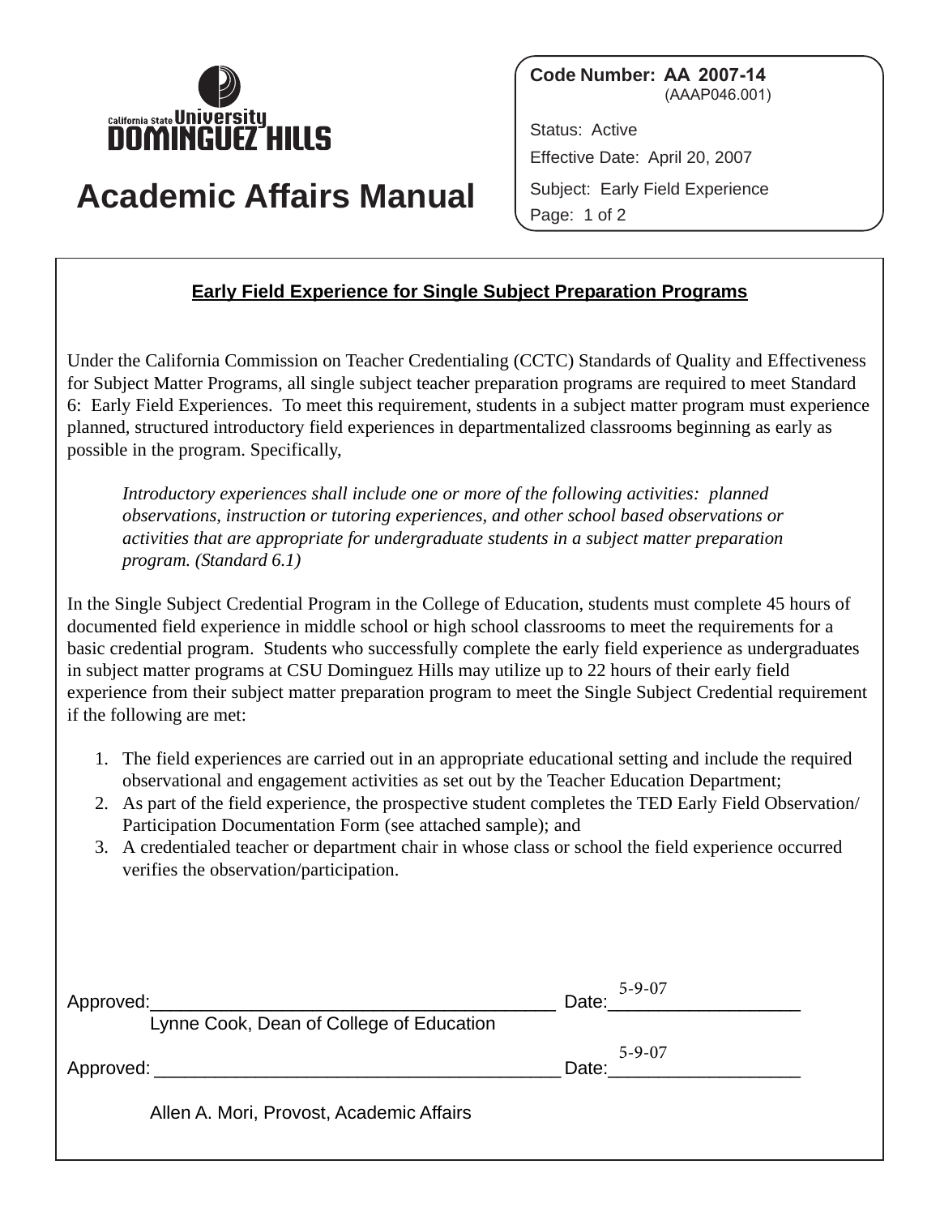California State University Dominguez Hills

# Academic Affairs Manual

**Code Number: AA 2007-14**
(AAAP046.001)

Status: Active

Effective Date: April 20, 2007

Subject: Early Field Experience

## Early Field Experience for Single Subject Preparation Programs

Under the California Commission on Teacher Credentialing (CCTC) Standards of Quality and Effectiveness for Subject Matter Programs, all single subject teacher preparation programs are required to meet Standard 6: Early Field Experiences. To meet this requirement, students in a subject matter program must experience planned, structured introductory field experiences in departmentalized classrooms beginning as early as possible in the program. Specifically,

> *Introductory experiences shall include one or more of the following activities: planned observations, instruction or tutoring experiences, and other school based observations or activities that are appropriate for undergraduate students in a subject matter preparation program. (Standard 6.1)*

In the Single Subject Credential Program in the College of Education, students must complete 45 hours of documented field experience in middle school or high school classrooms to meet the requirements for a basic credential program. Students who successfully complete the early field experience as undergraduates in subject matter programs at CSU Dominguez Hills may utilize up to 22 hours of their early field experience from their subject matter preparation program to meet the Single Subject Credential requirement if the following are met:

1. The field experiences are carried out in an appropriate educational setting and include the required observational and engagement activities as set out by the Teacher Education Department;
2. As part of the field experience, the prospective student completes the TED Early Field Observation/ Participation Documentation Form (see attached sample); and
3. A credentialed teacher or department chair in whose class or school the field experience occurred verifies the observation/participation.

Approved:________________________________________ Date: 5-9-07
Lynne Cook, Dean of College of Education

Approved:________________________________________ Date: 5-9-07
Allen A. Mori, Provost, Academic Affairs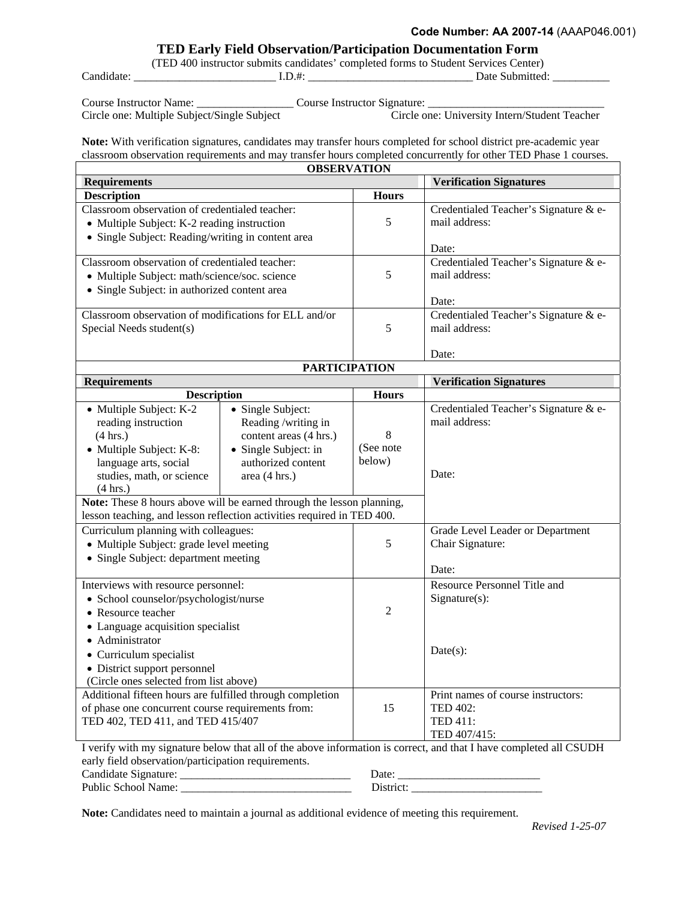**Code Number: AA 2007-14** (AAAP046.001)

# TED Early Field Observation/Participation Documentation Form

(TED 400 instructor submits candidates' completed forms to Student Services Center)

Candidate: _________________________ I.D.#: _____________________________ Date Submitted: __________

Course Instructor Name: _________________ Course Instructor Signature: _______________________________

Circle one: Multiple Subject/Single Subject Circle one: University Intern/Student Teacher

**Note:** With verification signatures, candidates may transfer hours completed for school district pre-academic year classroom observation requirements and may transfer hours completed concurrently for other TED Phase 1 courses.

| | | |
|---|---|---|
| **OBSERVATION** | | |
| **Requirements** | | **Verification Signatures** |
| **Description** | **Hours** | |
| Classroom observation of credentialed teacher:<br>• Multiple Subject: K-2 reading instruction<br>• Single Subject: Reading/writing in content area | 5 | Credentialed Teacher's Signature & e-mail address:<br><br>Date: |
| Classroom observation of credentialed teacher:<br>• Multiple Subject: math/science/soc. science<br>• Single Subject: in authorized content area | 5 | Credentialed Teacher's Signature & e-mail address:<br><br>Date: |
| Classroom observation of modifications for ELL and/or Special Needs student(s) | 5 | Credentialed Teacher's Signature & e-mail address:<br><br>Date: |

| | | | |
|---|---|---|---|
| **PARTICIPATION** | | | |
| **Requirements** | | | **Verification Signatures** |
| **Description** | | **Hours** | |
| • Multiple Subject: K-2 reading instruction (4 hrs.)<br>• Multiple Subject: K-8: language arts, social studies, math, or science (4 hrs.) | • Single Subject: Reading /writing in content areas (4 hrs.)<br>• Single Subject: in authorized content area (4 hrs.) | 8 (See note below) | Credentialed Teacher's Signature & e-mail address:<br><br>Date: |
| **Note:** These 8 hours above will be earned through the lesson planning, lesson teaching, and lesson reflection activities required in TED 400. | | | |
| Curriculum planning with colleagues:<br>• Multiple Subject: grade level meeting<br>• Single Subject: department meeting | | 5 | Grade Level Leader or Department Chair Signature:<br><br>Date: |
| Interviews with resource personnel:<br>• School counselor/psychologist/nurse<br>• Resource teacher<br>• Language acquisition specialist<br>• Administrator<br>• Curriculum specialist<br>• District support personnel<br>(Circle ones selected from list above) | | 2 | Resource Personnel Title and Signature(s):<br><br>Date(s): |
| Additional fifteen hours are fulfilled through completion of phase one concurrent course requirements from: TED 402, TED 411, and TED 415/407 | | 15 | Print names of course instructors:<br>TED 402:<br>TED 411:<br>TED 407/415: |

I verify with my signature below that all of the above information is correct, and that I have completed all CSUDH early field observation/participation requirements.

Candidate Signature: _______________________________ Date: _________________________

Public School Name: _______________________________ District: ________________________

**Note:** Candidates need to maintain a journal as additional evidence of meeting this requirement.

*Revised 1-25-07*